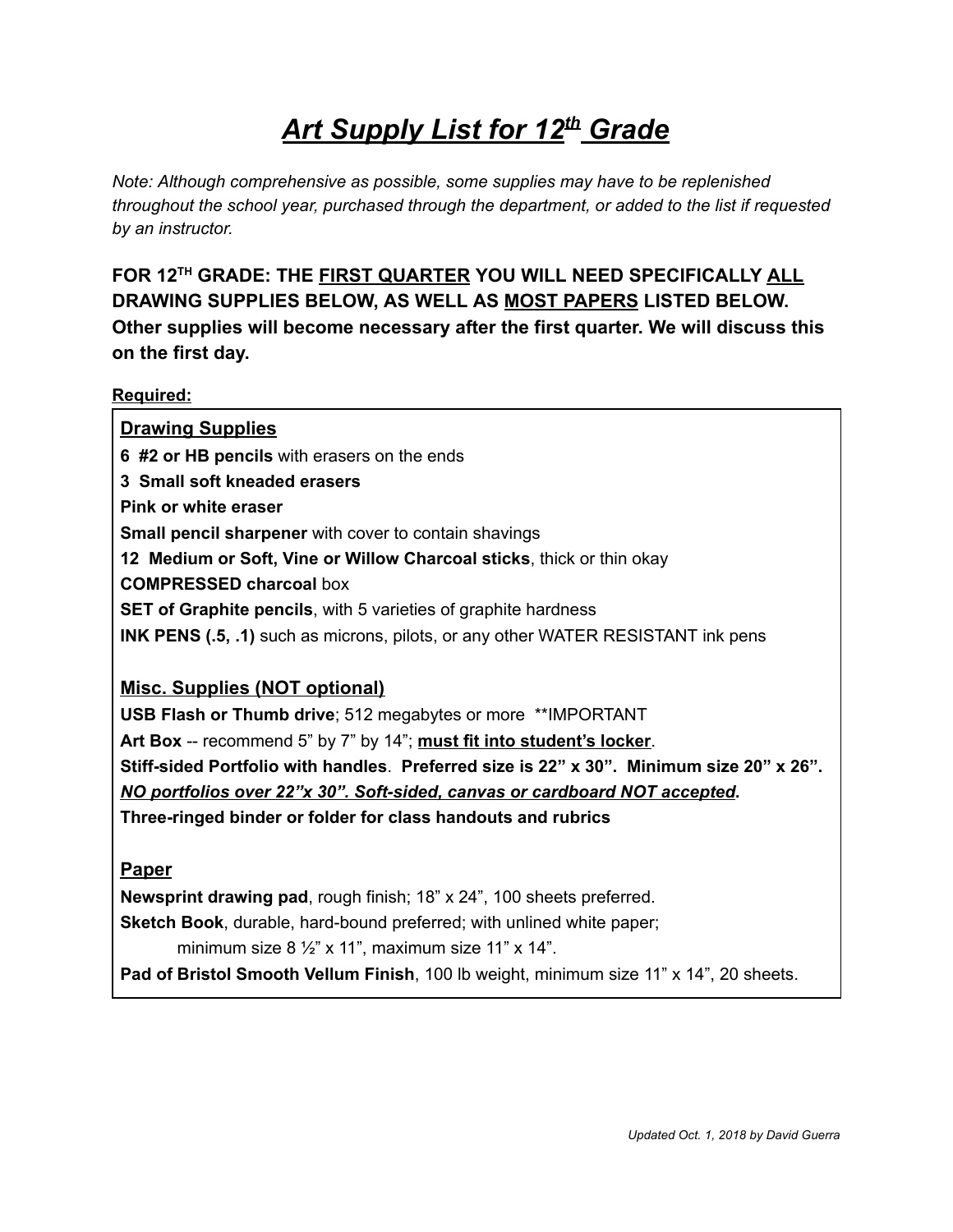# ***Art Supply List for 12th Grade***

*Note: Although comprehensive as possible, some supplies may have to be replenished throughout the school year, purchased through the department, or added to the list if requested by an instructor.*

**FOR 12TH GRADE: THE <u>FIRST QUARTER</u> YOU WILL NEED SPECIFICALLY <u>ALL</u> DRAWING SUPPLIES BELOW, AS WELL AS <u>MOST PAPERS</u> LISTED BELOW. Other supplies will become necessary after the first quarter. We will discuss this on the first day.**

**<u>Required:</u>**

### <u>Drawing Supplies</u>

**6 #2 or HB pencils** with erasers on the ends
**3 Small soft kneaded erasers**
**Pink or white eraser**
**Small pencil sharpener** with cover to contain shavings
**12 Medium or Soft, Vine or Willow Charcoal sticks**, thick or thin okay
**COMPRESSED charcoal** box
**SET of Graphite pencils**, with 5 varieties of graphite hardness
**INK PENS (.5, .1)** such as microns, pilots, or any other WATER RESISTANT ink pens

### <u>Misc. Supplies (NOT optional)</u>

**USB Flash or Thumb drive**; 512 megabytes or more **IMPORTANT
**Art Box** -- recommend 5" by 7" by 14"; **<u>must fit into student's locker</u>**.
**Stiff-sided Portfolio with handles**. **Preferred size is 22" x 30". Minimum size 20" x 26".**
***<u>NO portfolios over 22"x 30". Soft-sided, canvas or cardboard NOT accepted</u>*.**
**Three-ringed binder or folder for class handouts and rubrics**

### <u>Paper</u>

**Newsprint drawing pad**, rough finish; 18" x 24", 100 sheets preferred.
**Sketch Book**, durable, hard-bound preferred; with unlined white paper;
minimum size 8 ½" x 11", maximum size 11" x 14".
**Pad of Bristol Smooth Vellum Finish**, 100 lb weight, minimum size 11" x 14", 20 sheets.

*Updated Oct. 1, 2018 by David Guerra*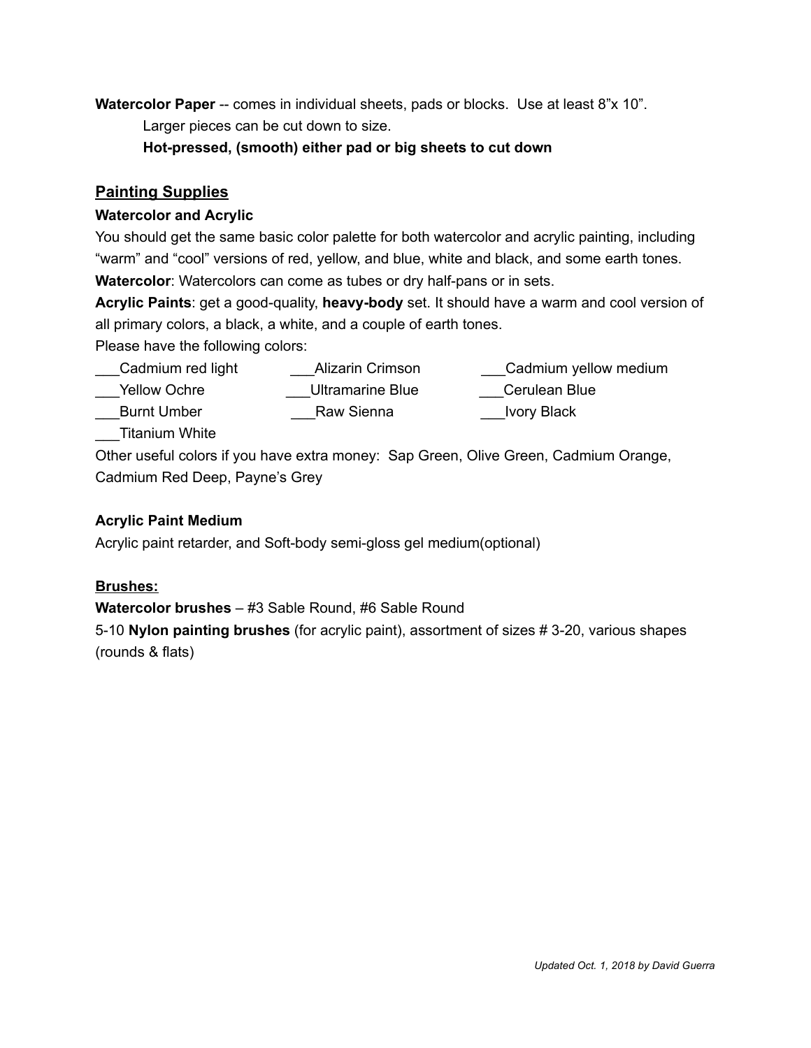**Watercolor Paper** -- comes in individual sheets, pads or blocks. Use at least 8"x 10".

Larger pieces can be cut down to size.

**Hot-pressed, (smooth) either pad or big sheets to cut down**

## Painting Supplies

### Watercolor and Acrylic

You should get the same basic color palette for both watercolor and acrylic painting, including "warm" and "cool" versions of red, yellow, and blue, white and black, and some earth tones.

**Watercolor**: Watercolors can come as tubes or dry half-pans or in sets.

**Acrylic Paints**: get a good-quality, **heavy-body** set. It should have a warm and cool version of all primary colors, a black, a white, and a couple of earth tones.

Please have the following colors:

| | | |
|---|---|---|
| ___Cadmium red light | ___Alizarin Crimson | ___Cadmium yellow medium |
| ___Yellow Ochre | ___Ultramarine Blue | ___Cerulean Blue |
| ___Burnt Umber | ___Raw Sienna | ___Ivory Black |
| ___Titanium White | | |

Other useful colors if you have extra money: Sap Green, Olive Green, Cadmium Orange, Cadmium Red Deep, Payne's Grey

### Acrylic Paint Medium

Acrylic paint retarder, and Soft-body semi-gloss gel medium(optional)

## Brushes:

**Watercolor brushes** – #3 Sable Round, #6 Sable Round

5-10 **Nylon painting brushes** (for acrylic paint), assortment of sizes # 3-20, various shapes (rounds & flats)

*Updated Oct. 1, 2018 by David Guerra*